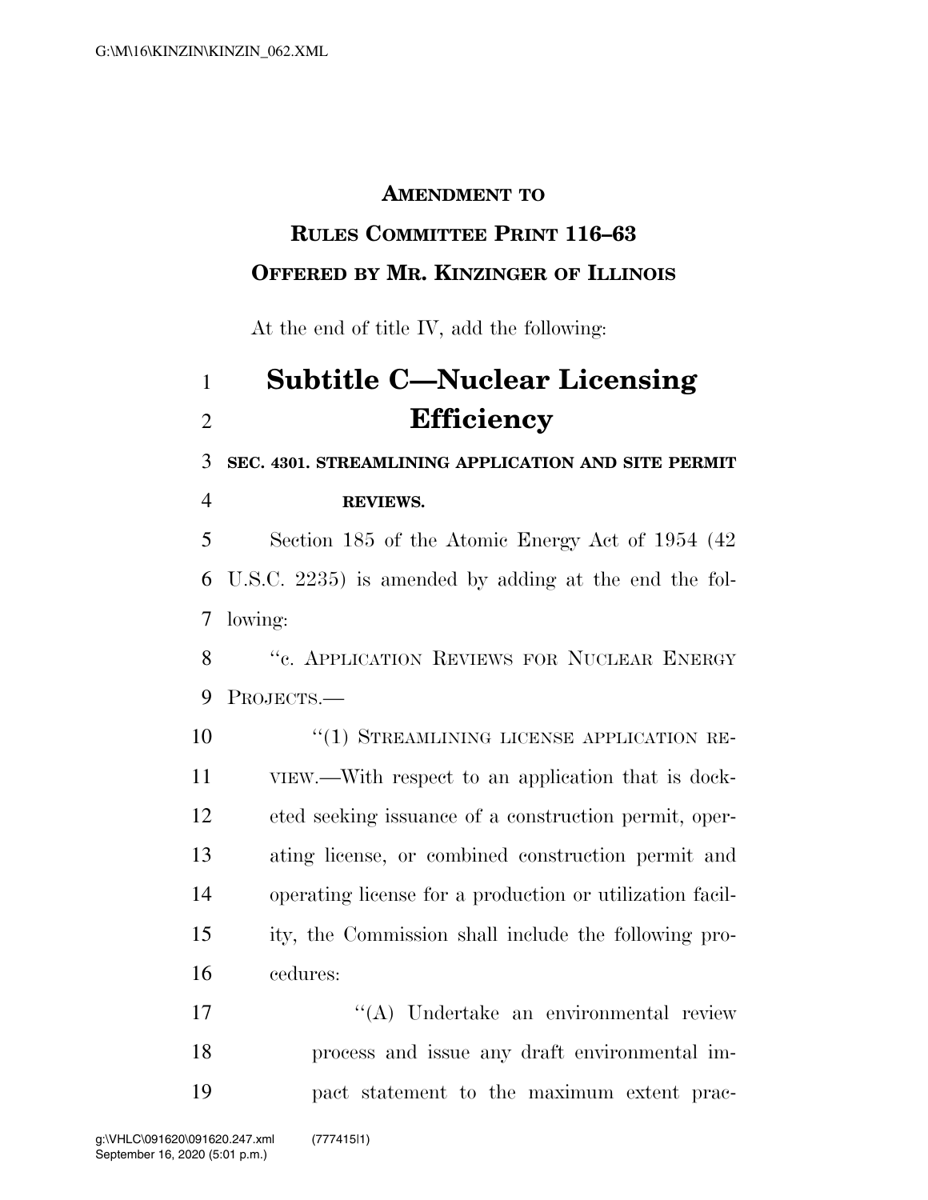**AMENDMENT TO**

**RULES COMMITTEE PRINT 116–63**

**OFFERED BY MR. KINZINGER OF ILLINOIS**

At the end of title IV, add the following:

# Subtitle C—Nuclear Licensing Efficiency

**SEC. 4301. STREAMLINING APPLICATION AND SITE PERMIT REVIEWS.**

Section 185 of the Atomic Energy Act of 1954 (42 U.S.C. 2235) is amended by adding at the end the following:

"c. APPLICATION REVIEWS FOR NUCLEAR ENERGY PROJECTS.—

"(1) STREAMLINING LICENSE APPLICATION REVIEW.—With respect to an application that is docketed seeking issuance of a construction permit, operating license, or combined construction permit and operating license for a production or utilization facility, the Commission shall include the following procedures:

"(A) Undertake an environmental review process and issue any draft environmental impact statement to the maximum extent prac-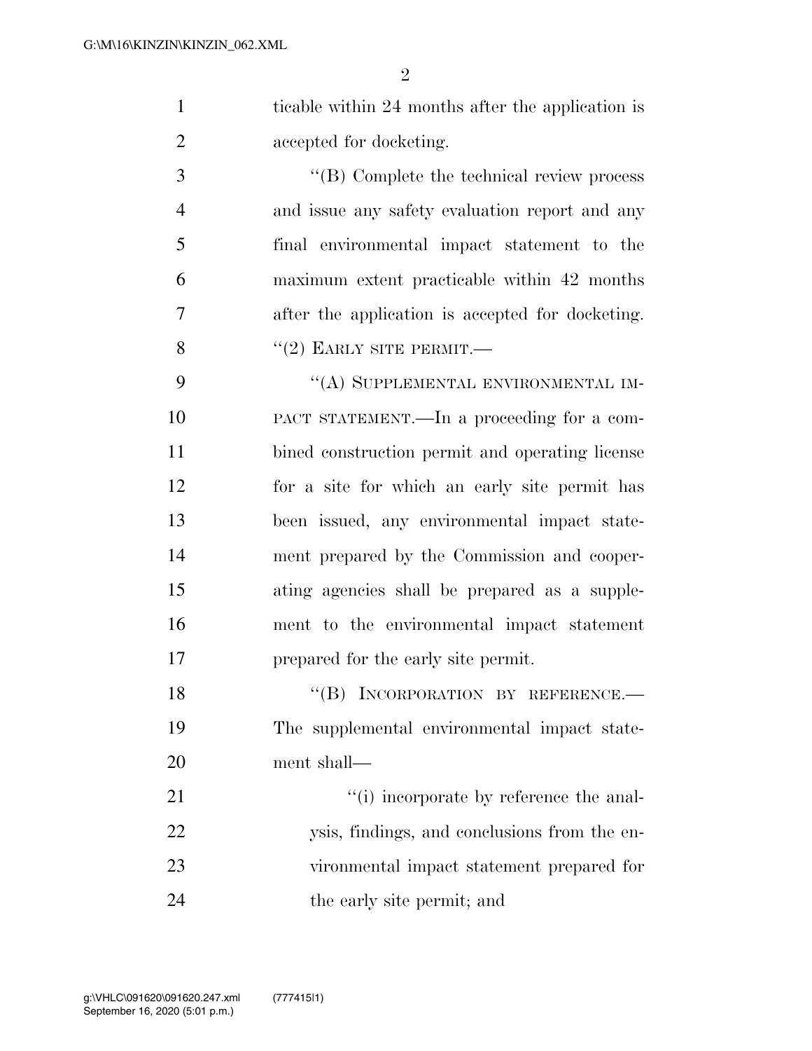ticable within 24 months after the application is accepted for docketing.

''(B) Complete the technical review process and issue any safety evaluation report and any final environmental impact statement to the maximum extent practicable within 42 months after the application is accepted for docketing.

''(2) EARLY SITE PERMIT.—

''(A) SUPPLEMENTAL ENVIRONMENTAL IMPACT STATEMENT.—In a proceeding for a combined construction permit and operating license for a site for which an early site permit has been issued, any environmental impact statement prepared by the Commission and cooperating agencies shall be prepared as a supplement to the environmental impact statement prepared for the early site permit.

''(B) INCORPORATION BY REFERENCE.—The supplemental environmental impact statement shall—

''(i) incorporate by reference the analysis, findings, and conclusions from the environmental impact statement prepared for the early site permit; and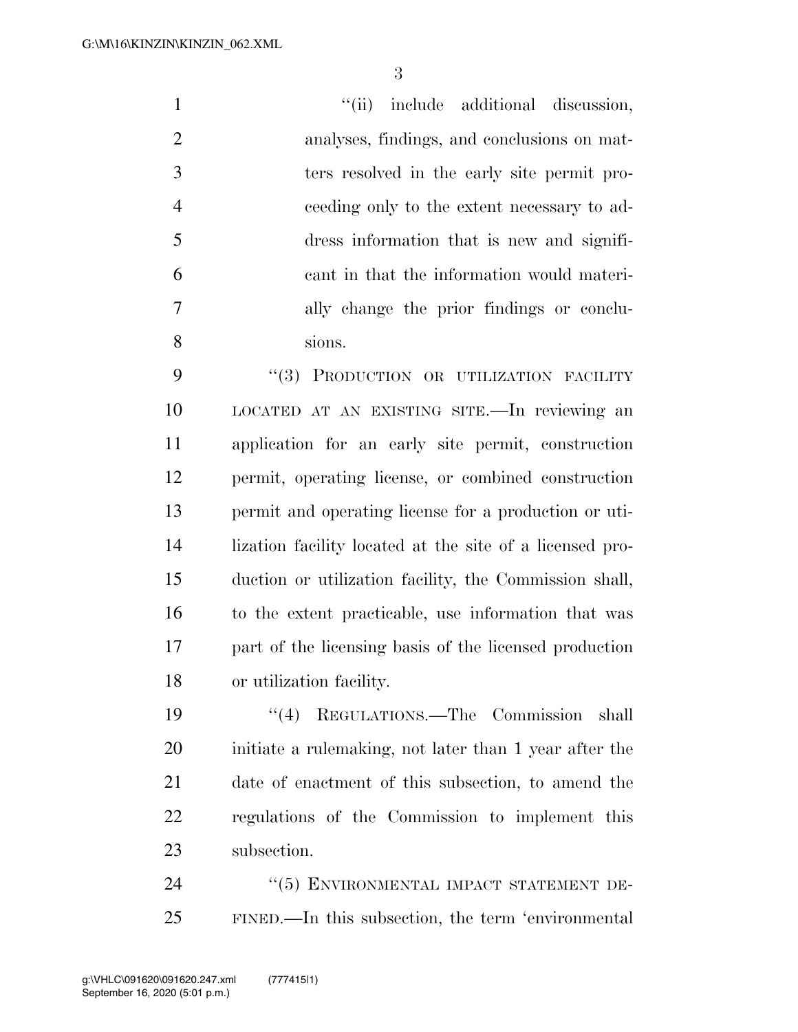"(ii) include additional discussion, analyses, findings, and conclusions on matters resolved in the early site permit proceeding only to the extent necessary to address information that is new and significant in that the information would materially change the prior findings or conclusions.

"(3) PRODUCTION OR UTILIZATION FACILITY LOCATED AT AN EXISTING SITE.—In reviewing an application for an early site permit, construction permit, operating license, or combined construction permit and operating license for a production or utilization facility located at the site of a licensed production or utilization facility, the Commission shall, to the extent practicable, use information that was part of the licensing basis of the licensed production or utilization facility.

"(4) REGULATIONS.—The Commission shall initiate a rulemaking, not later than 1 year after the date of enactment of this subsection, to amend the regulations of the Commission to implement this subsection.

"(5) ENVIRONMENTAL IMPACT STATEMENT DEFINED.—In this subsection, the term 'environmental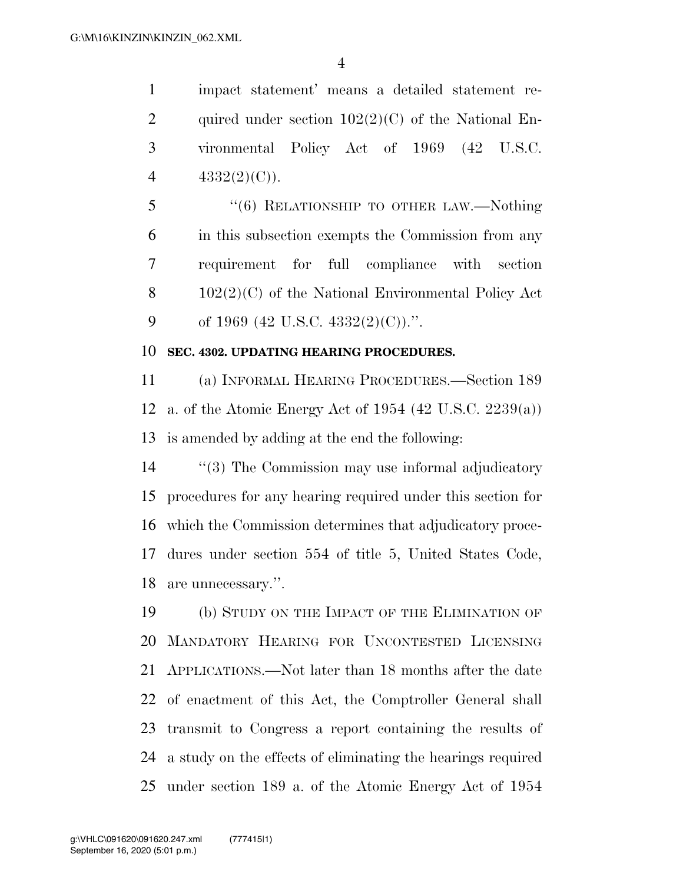impact statement' means a detailed statement required under section 102(2)(C) of the National Environmental Policy Act of 1969 (42 U.S.C. 4332(2)(C)).

"(6) RELATIONSHIP TO OTHER LAW.—Nothing in this subsection exempts the Commission from any requirement for full compliance with section 102(2)(C) of the National Environmental Policy Act of 1969 (42 U.S.C. 4332(2)(C)).".

**SEC. 4302. UPDATING HEARING PROCEDURES.**

(a) INFORMAL HEARING PROCEDURES.—Section 189 a. of the Atomic Energy Act of 1954 (42 U.S.C. 2239(a)) is amended by adding at the end the following:

"(3) The Commission may use informal adjudicatory procedures for any hearing required under this section for which the Commission determines that adjudicatory procedures under section 554 of title 5, United States Code, are unnecessary.".

(b) STUDY ON THE IMPACT OF THE ELIMINATION OF MANDATORY HEARING FOR UNCONTESTED LICENSING APPLICATIONS.—Not later than 18 months after the date of enactment of this Act, the Comptroller General shall transmit to Congress a report containing the results of a study on the effects of eliminating the hearings required under section 189 a. of the Atomic Energy Act of 1954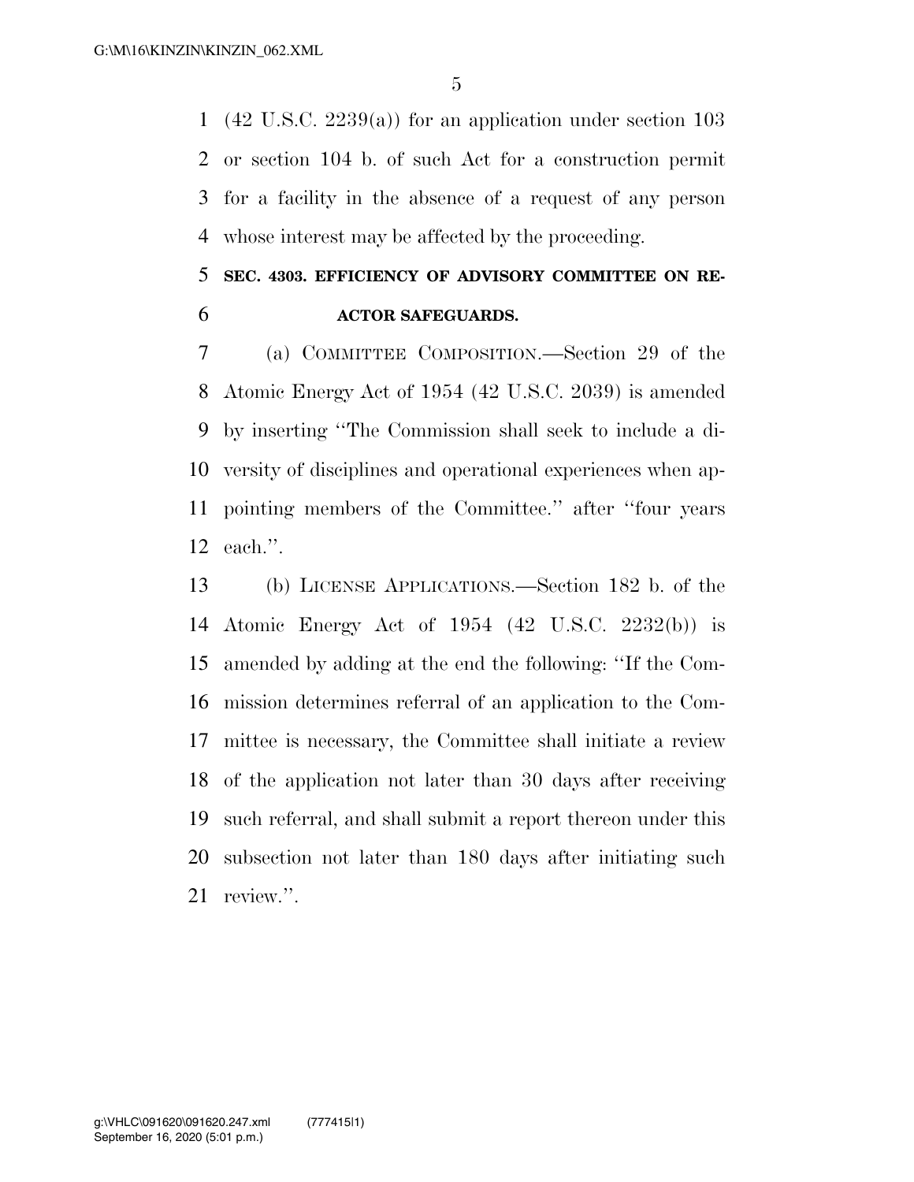(42 U.S.C. 2239(a)) for an application under section 103 or section 104 b. of such Act for a construction permit for a facility in the absence of a request of any person whose interest may be affected by the proceeding.

**SEC. 4303. EFFICIENCY OF ADVISORY COMMITTEE ON REACTOR SAFEGUARDS.**

(a) COMMITTEE COMPOSITION.—Section 29 of the Atomic Energy Act of 1954 (42 U.S.C. 2039) is amended by inserting ''The Commission shall seek to include a diversity of disciplines and operational experiences when appointing members of the Committee.'' after ''four years each.''.

(b) LICENSE APPLICATIONS.—Section 182 b. of the Atomic Energy Act of 1954 (42 U.S.C. 2232(b)) is amended by adding at the end the following: ''If the Commission determines referral of an application to the Committee is necessary, the Committee shall initiate a review of the application not later than 30 days after receiving such referral, and shall submit a report thereon under this subsection not later than 180 days after initiating such review.''.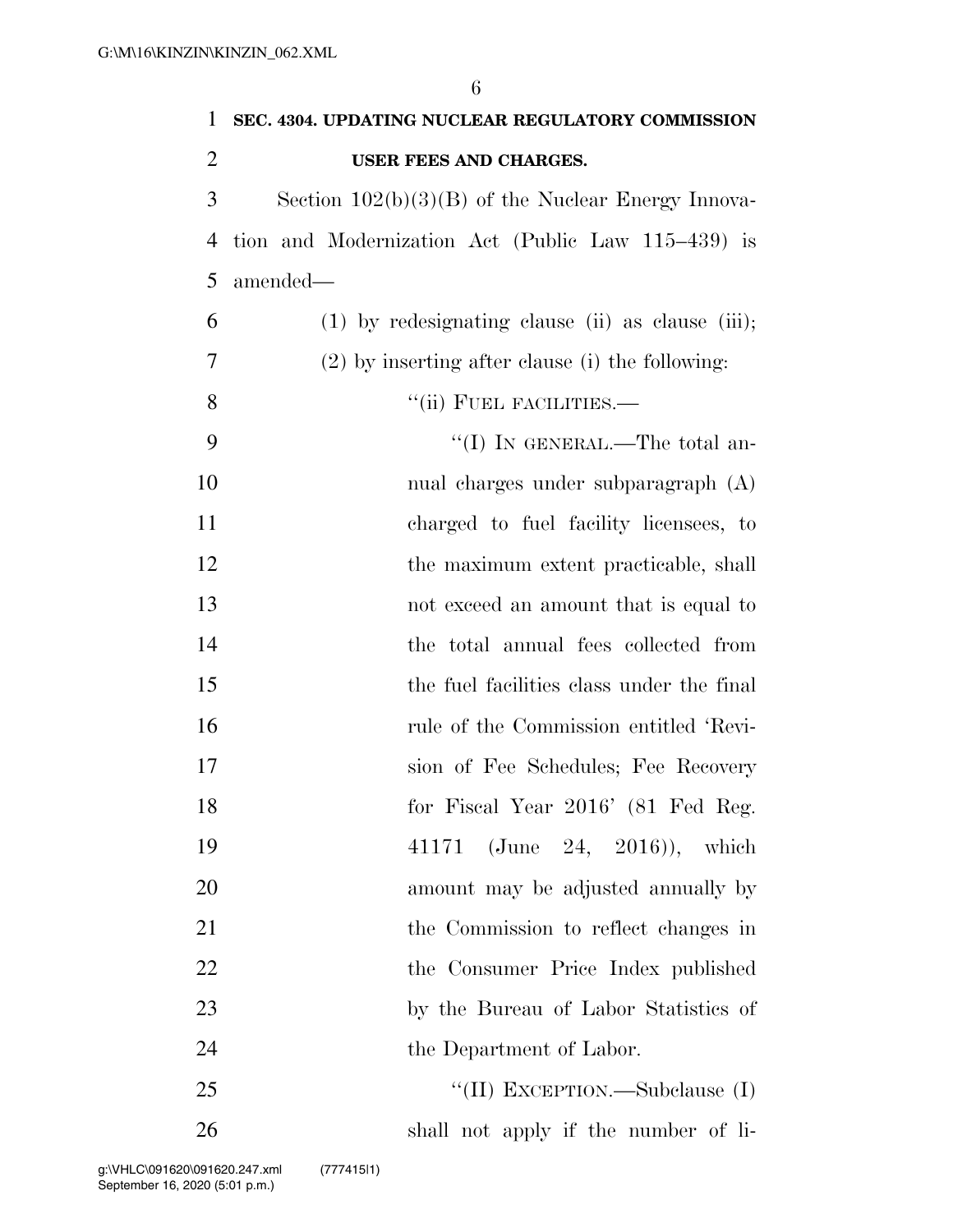**SEC. 4304. UPDATING NUCLEAR REGULATORY COMMISSION USER FEES AND CHARGES.**

Section 102(b)(3)(B) of the Nuclear Energy Innovation and Modernization Act (Public Law 115–439) is amended—

(1) by redesignating clause (ii) as clause (iii);

(2) by inserting after clause (i) the following:

"(ii) FUEL FACILITIES.—

"(I) IN GENERAL.—The total annual charges under subparagraph (A) charged to fuel facility licensees, to the maximum extent practicable, shall not exceed an amount that is equal to the total annual fees collected from the fuel facilities class under the final rule of the Commission entitled 'Revision of Fee Schedules; Fee Recovery for Fiscal Year 2016' (81 Fed Reg. 41171 (June 24, 2016)), which amount may be adjusted annually by the Commission to reflect changes in the Consumer Price Index published by the Bureau of Labor Statistics of the Department of Labor.

"(II) EXCEPTION.—Subclause (I) shall not apply if the number of li-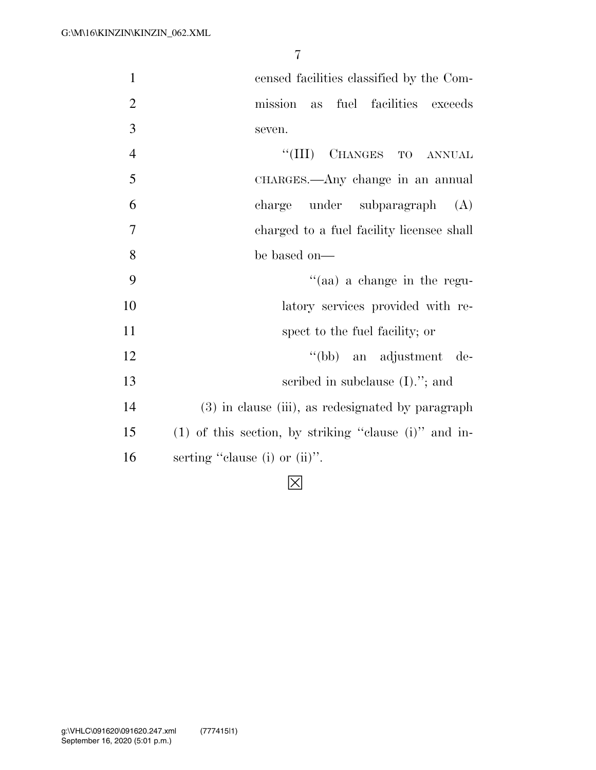censed facilities classified by the Commission as fuel facilities exceeds seven.

"(III) CHANGES TO ANNUAL CHARGES.—Any change in an annual charge under subparagraph (A) charged to a fuel facility licensee shall be based on—

"(aa) a change in the regulatory services provided with respect to the fuel facility; or

"(bb) an adjustment described in subclause (I)."; and

(3) in clause (iii), as redesignated by paragraph (1) of this section, by striking "clause (i)" and inserting "clause (i) or (ii)".

☒